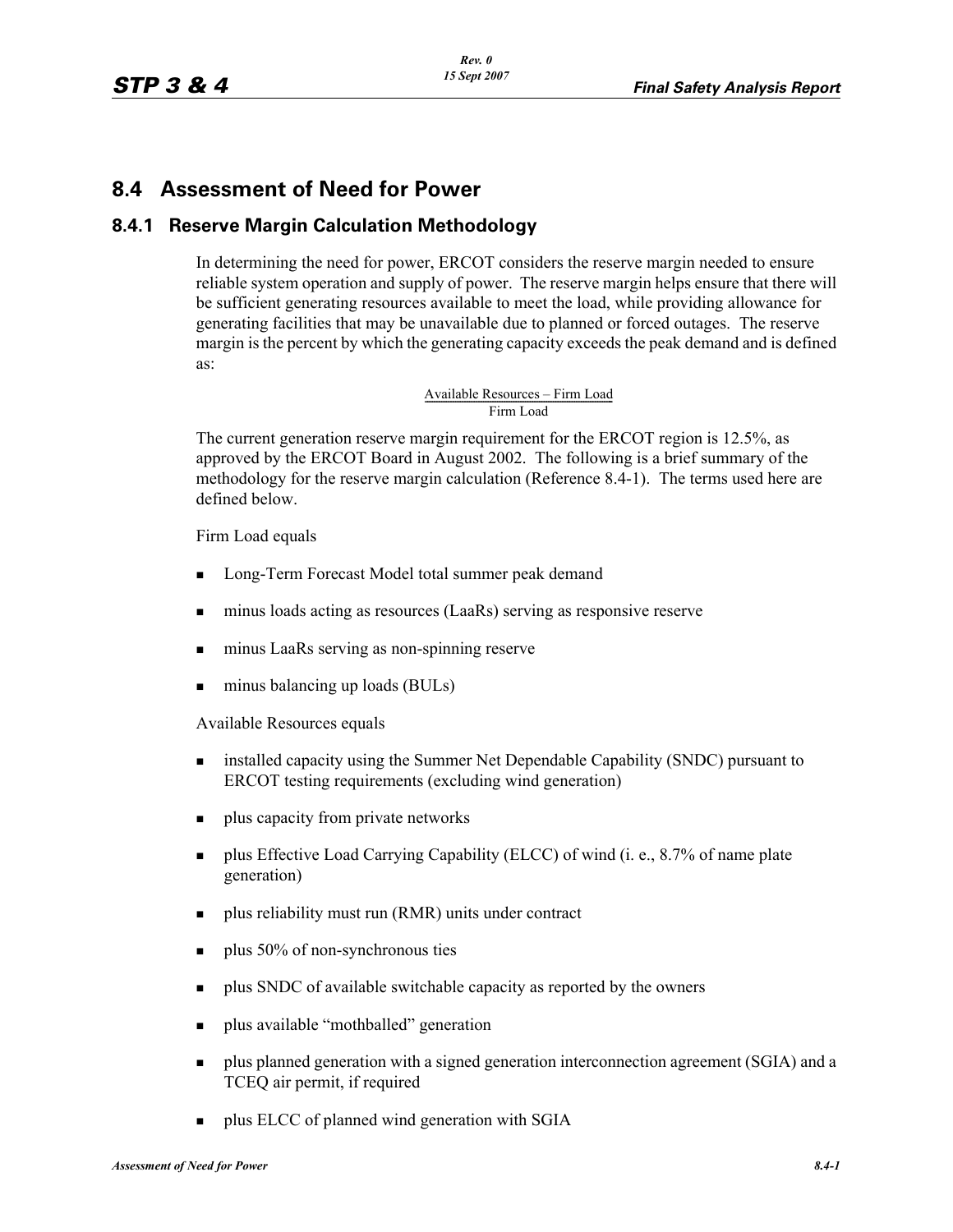## 8.4 Assessment of Need for Power

### 8.4.1 Reserve Margin Calculation Methodology

In determining the need for power, ERCOT considers the reserve margin needed to ensure reliable system operation and supply of power. The reserve margin helps ensure that there will be sufficient generating resources available to meet the load, while providing allowance for generating facilities that may be unavailable due to planned or forced outages. The reserve margin is the percent by which the generating capacity exceeds the peak demand and is defined as:

$$\frac{\text{Available Resources} - \text{Firm Load}}{\text{Firm Load}}$$

The current generation reserve margin requirement for the ERCOT region is 12.5%, as approved by the ERCOT Board in August 2002. The following is a brief summary of the methodology for the reserve margin calculation (Reference 8.4-1). The terms used here are defined below.

Firm Load equals

- Long-Term Forecast Model total summer peak demand
- minus loads acting as resources (LaaRs) serving as responsive reserve
- minus LaaRs serving as non-spinning reserve
- minus balancing up loads (BULs)

Available Resources equals

- installed capacity using the Summer Net Dependable Capability (SNDC) pursuant to ERCOT testing requirements (excluding wind generation)
- plus capacity from private networks
- plus Effective Load Carrying Capability (ELCC) of wind (i. e., 8.7% of name plate generation)
- plus reliability must run (RMR) units under contract
- plus 50% of non-synchronous ties
- plus SNDC of available switchable capacity as reported by the owners
- plus available "mothballed" generation
- plus planned generation with a signed generation interconnection agreement (SGIA) and a TCEQ air permit, if required
- plus ELCC of planned wind generation with SGIA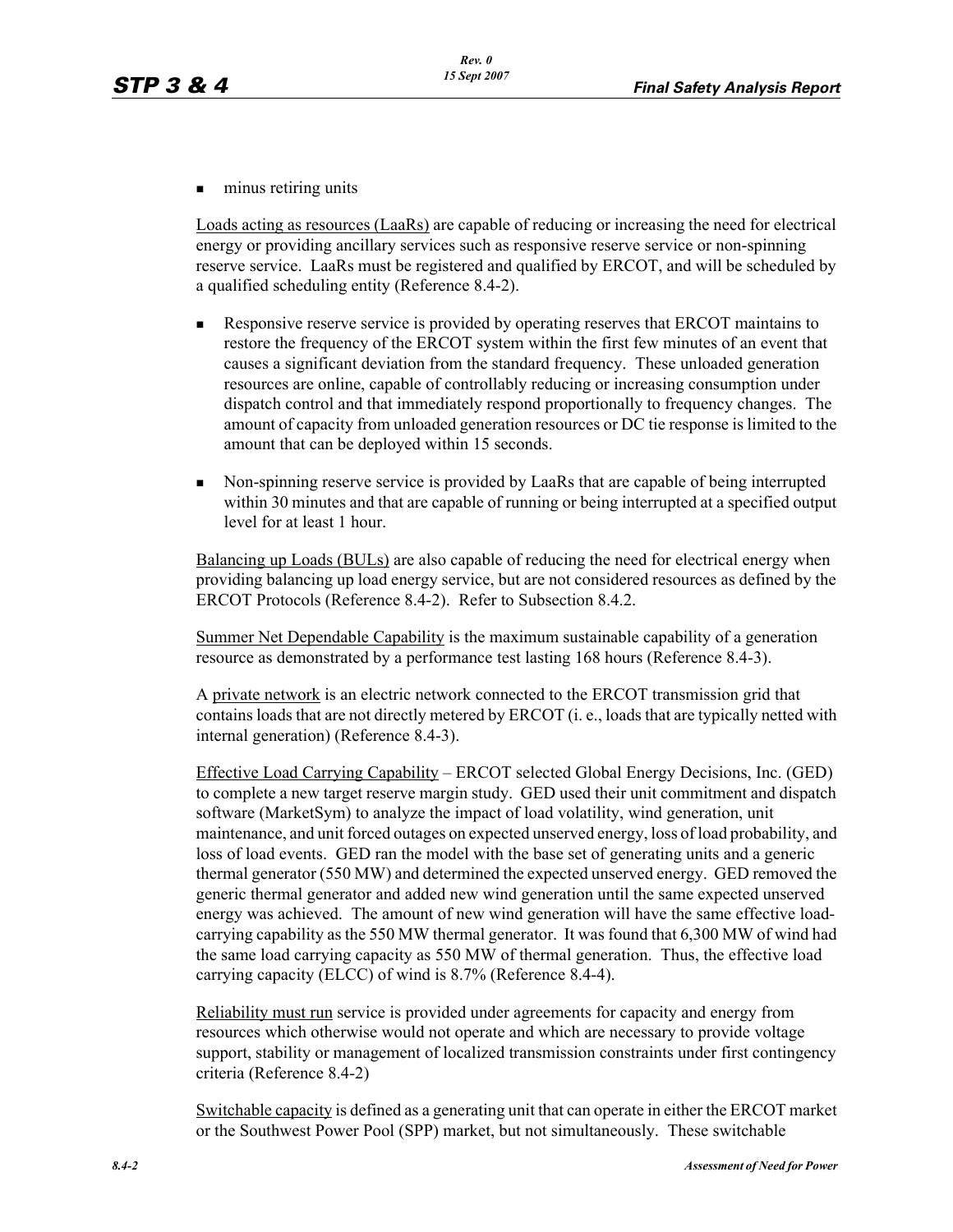- minus retiring units

Loads acting as resources (LaaRs) are capable of reducing or increasing the need for electrical energy or providing ancillary services such as responsive reserve service or non-spinning reserve service. LaaRs must be registered and qualified by ERCOT, and will be scheduled by a qualified scheduling entity (Reference 8.4-2).

- Responsive reserve service is provided by operating reserves that ERCOT maintains to restore the frequency of the ERCOT system within the first few minutes of an event that causes a significant deviation from the standard frequency. These unloaded generation resources are online, capable of controllably reducing or increasing consumption under dispatch control and that immediately respond proportionally to frequency changes. The amount of capacity from unloaded generation resources or DC tie response is limited to the amount that can be deployed within 15 seconds.
- Non-spinning reserve service is provided by LaaRs that are capable of being interrupted within 30 minutes and that are capable of running or being interrupted at a specified output level for at least 1 hour.

Balancing up Loads (BULs) are also capable of reducing the need for electrical energy when providing balancing up load energy service, but are not considered resources as defined by the ERCOT Protocols (Reference 8.4-2). Refer to Subsection 8.4.2.

Summer Net Dependable Capability is the maximum sustainable capability of a generation resource as demonstrated by a performance test lasting 168 hours (Reference 8.4-3).

A private network is an electric network connected to the ERCOT transmission grid that contains loads that are not directly metered by ERCOT (i. e., loads that are typically netted with internal generation) (Reference 8.4-3).

Effective Load Carrying Capability – ERCOT selected Global Energy Decisions, Inc. (GED) to complete a new target reserve margin study. GED used their unit commitment and dispatch software (MarketSym) to analyze the impact of load volatility, wind generation, unit maintenance, and unit forced outages on expected unserved energy, loss of load probability, and loss of load events. GED ran the model with the base set of generating units and a generic thermal generator (550 MW) and determined the expected unserved energy. GED removed the generic thermal generator and added new wind generation until the same expected unserved energy was achieved. The amount of new wind generation will have the same effective load-carrying capability as the 550 MW thermal generator. It was found that 6,300 MW of wind had the same load carrying capacity as 550 MW of thermal generation. Thus, the effective load carrying capacity (ELCC) of wind is 8.7% (Reference 8.4-4).

Reliability must run service is provided under agreements for capacity and energy from resources which otherwise would not operate and which are necessary to provide voltage support, stability or management of localized transmission constraints under first contingency criteria (Reference 8.4-2)

Switchable capacity is defined as a generating unit that can operate in either the ERCOT market or the Southwest Power Pool (SPP) market, but not simultaneously. These switchable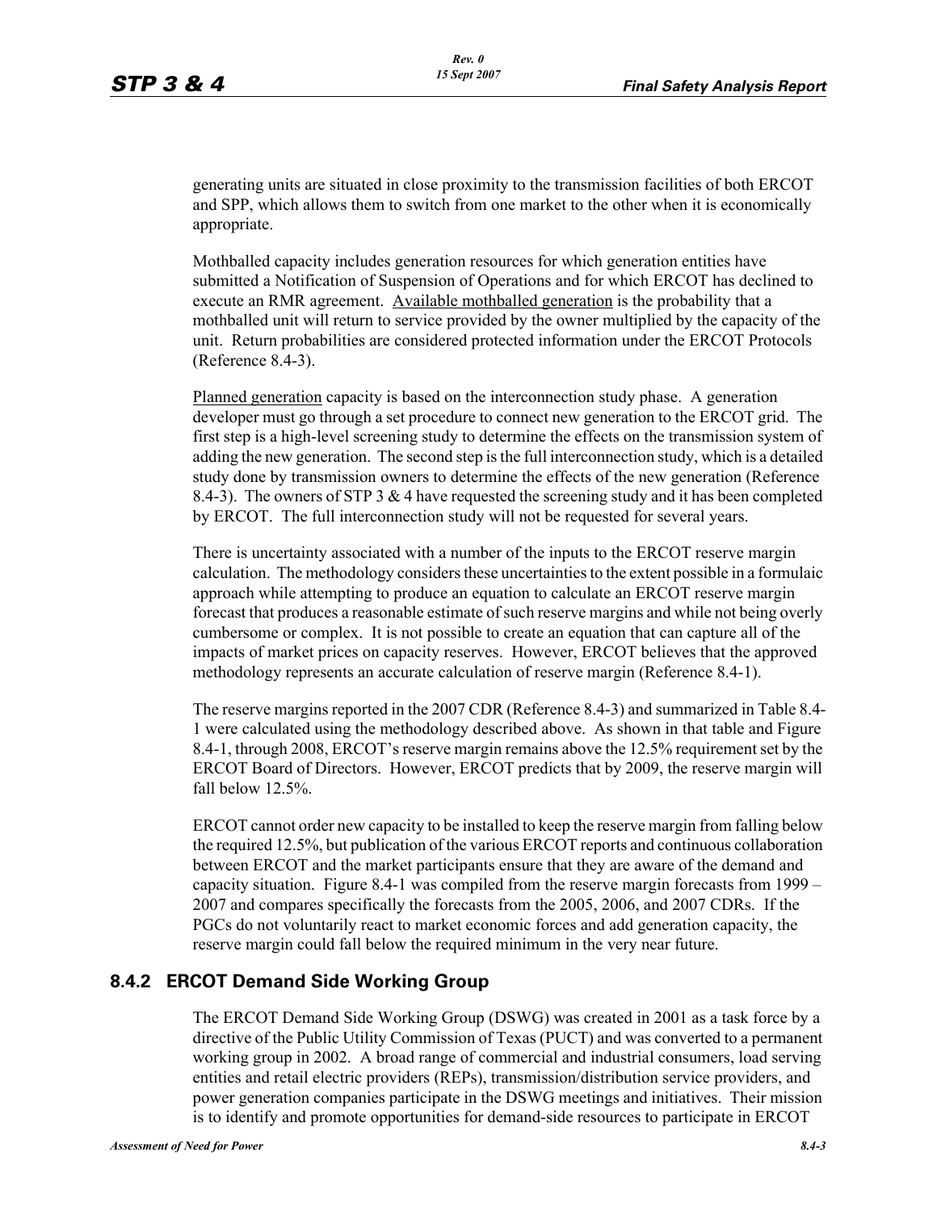generating units are situated in close proximity to the transmission facilities of both ERCOT and SPP, which allows them to switch from one market to the other when it is economically appropriate.

Mothballed capacity includes generation resources for which generation entities have submitted a Notification of Suspension of Operations and for which ERCOT has declined to execute an RMR agreement. Available mothballed generation is the probability that a mothballed unit will return to service provided by the owner multiplied by the capacity of the unit. Return probabilities are considered protected information under the ERCOT Protocols (Reference 8.4-3).

Planned generation capacity is based on the interconnection study phase. A generation developer must go through a set procedure to connect new generation to the ERCOT grid. The first step is a high-level screening study to determine the effects on the transmission system of adding the new generation. The second step is the full interconnection study, which is a detailed study done by transmission owners to determine the effects of the new generation (Reference 8.4-3). The owners of STP 3 & 4 have requested the screening study and it has been completed by ERCOT. The full interconnection study will not be requested for several years.

There is uncertainty associated with a number of the inputs to the ERCOT reserve margin calculation. The methodology considers these uncertainties to the extent possible in a formulaic approach while attempting to produce an equation to calculate an ERCOT reserve margin forecast that produces a reasonable estimate of such reserve margins and while not being overly cumbersome or complex. It is not possible to create an equation that can capture all of the impacts of market prices on capacity reserves. However, ERCOT believes that the approved methodology represents an accurate calculation of reserve margin (Reference 8.4-1).

The reserve margins reported in the 2007 CDR (Reference 8.4-3) and summarized in Table 8.4-1 were calculated using the methodology described above. As shown in that table and Figure 8.4-1, through 2008, ERCOT's reserve margin remains above the 12.5% requirement set by the ERCOT Board of Directors. However, ERCOT predicts that by 2009, the reserve margin will fall below 12.5%.

ERCOT cannot order new capacity to be installed to keep the reserve margin from falling below the required 12.5%, but publication of the various ERCOT reports and continuous collaboration between ERCOT and the market participants ensure that they are aware of the demand and capacity situation. Figure 8.4-1 was compiled from the reserve margin forecasts from 1999 – 2007 and compares specifically the forecasts from the 2005, 2006, and 2007 CDRs. If the PGCs do not voluntarily react to market economic forces and add generation capacity, the reserve margin could fall below the required minimum in the very near future.

## 8.4.2 ERCOT Demand Side Working Group

The ERCOT Demand Side Working Group (DSWG) was created in 2001 as a task force by a directive of the Public Utility Commission of Texas (PUCT) and was converted to a permanent working group in 2002. A broad range of commercial and industrial consumers, load serving entities and retail electric providers (REPs), transmission/distribution service providers, and power generation companies participate in the DSWG meetings and initiatives. Their mission is to identify and promote opportunities for demand-side resources to participate in ERCOT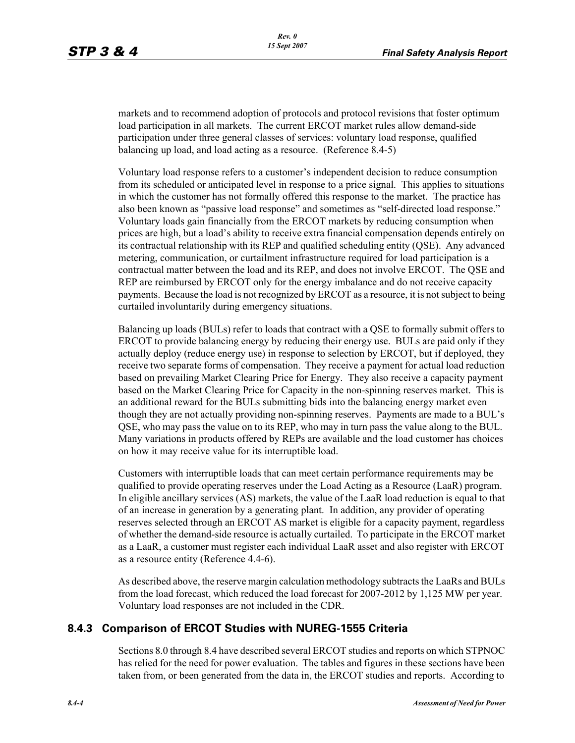markets and to recommend adoption of protocols and protocol revisions that foster optimum load participation in all markets. The current ERCOT market rules allow demand-side participation under three general classes of services: voluntary load response, qualified balancing up load, and load acting as a resource. (Reference 8.4-5)

Voluntary load response refers to a customer's independent decision to reduce consumption from its scheduled or anticipated level in response to a price signal. This applies to situations in which the customer has not formally offered this response to the market. The practice has also been known as "passive load response" and sometimes as "self-directed load response." Voluntary loads gain financially from the ERCOT markets by reducing consumption when prices are high, but a load's ability to receive extra financial compensation depends entirely on its contractual relationship with its REP and qualified scheduling entity (QSE). Any advanced metering, communication, or curtailment infrastructure required for load participation is a contractual matter between the load and its REP, and does not involve ERCOT. The QSE and REP are reimbursed by ERCOT only for the energy imbalance and do not receive capacity payments. Because the load is not recognized by ERCOT as a resource, it is not subject to being curtailed involuntarily during emergency situations.

Balancing up loads (BULs) refer to loads that contract with a QSE to formally submit offers to ERCOT to provide balancing energy by reducing their energy use. BULs are paid only if they actually deploy (reduce energy use) in response to selection by ERCOT, but if deployed, they receive two separate forms of compensation. They receive a payment for actual load reduction based on prevailing Market Clearing Price for Energy. They also receive a capacity payment based on the Market Clearing Price for Capacity in the non-spinning reserves market. This is an additional reward for the BULs submitting bids into the balancing energy market even though they are not actually providing non-spinning reserves. Payments are made to a BUL's QSE, who may pass the value on to its REP, who may in turn pass the value along to the BUL. Many variations in products offered by REPs are available and the load customer has choices on how it may receive value for its interruptible load.

Customers with interruptible loads that can meet certain performance requirements may be qualified to provide operating reserves under the Load Acting as a Resource (LaaR) program. In eligible ancillary services (AS) markets, the value of the LaaR load reduction is equal to that of an increase in generation by a generating plant. In addition, any provider of operating reserves selected through an ERCOT AS market is eligible for a capacity payment, regardless of whether the demand-side resource is actually curtailed. To participate in the ERCOT market as a LaaR, a customer must register each individual LaaR asset and also register with ERCOT as a resource entity (Reference 4.4-6).

As described above, the reserve margin calculation methodology subtracts the LaaRs and BULs from the load forecast, which reduced the load forecast for 2007-2012 by 1,125 MW per year. Voluntary load responses are not included in the CDR.

### 8.4.3 Comparison of ERCOT Studies with NUREG-1555 Criteria

Sections 8.0 through 8.4 have described several ERCOT studies and reports on which STPNOC has relied for the need for power evaluation. The tables and figures in these sections have been taken from, or been generated from the data in, the ERCOT studies and reports. According to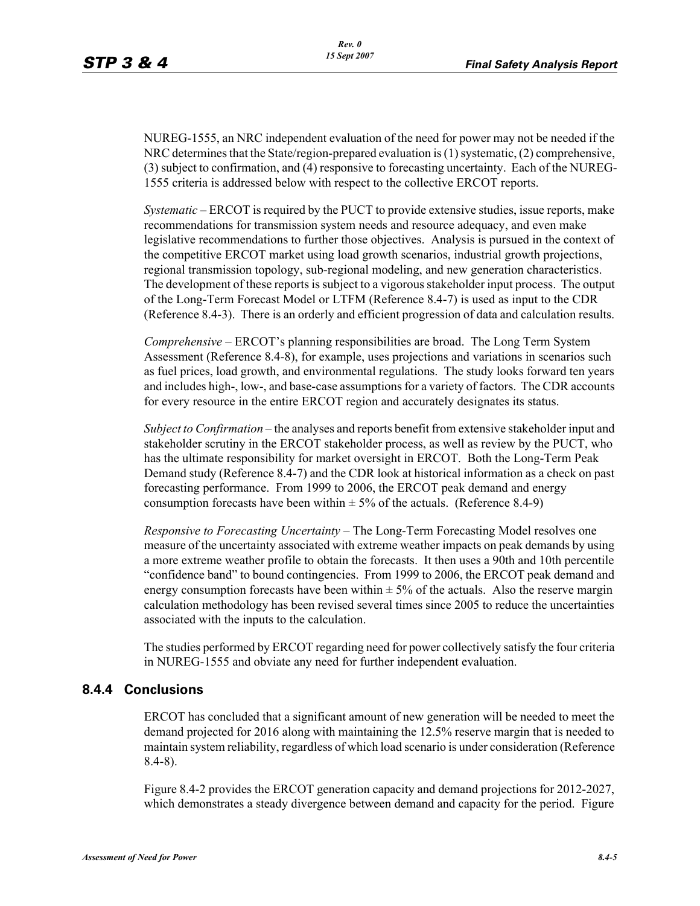NUREG-1555, an NRC independent evaluation of the need for power may not be needed if the NRC determines that the State/region-prepared evaluation is (1) systematic, (2) comprehensive, (3) subject to confirmation, and (4) responsive to forecasting uncertainty. Each of the NUREG-1555 criteria is addressed below with respect to the collective ERCOT reports.

*Systematic* – ERCOT is required by the PUCT to provide extensive studies, issue reports, make recommendations for transmission system needs and resource adequacy, and even make legislative recommendations to further those objectives. Analysis is pursued in the context of the competitive ERCOT market using load growth scenarios, industrial growth projections, regional transmission topology, sub-regional modeling, and new generation characteristics. The development of these reports is subject to a vigorous stakeholder input process. The output of the Long-Term Forecast Model or LTFM (Reference 8.4-7) is used as input to the CDR (Reference 8.4-3). There is an orderly and efficient progression of data and calculation results.

*Comprehensive* – ERCOT's planning responsibilities are broad. The Long Term System Assessment (Reference 8.4-8), for example, uses projections and variations in scenarios such as fuel prices, load growth, and environmental regulations. The study looks forward ten years and includes high-, low-, and base-case assumptions for a variety of factors. The CDR accounts for every resource in the entire ERCOT region and accurately designates its status.

*Subject to Confirmation* – the analyses and reports benefit from extensive stakeholder input and stakeholder scrutiny in the ERCOT stakeholder process, as well as review by the PUCT, who has the ultimate responsibility for market oversight in ERCOT. Both the Long-Term Peak Demand study (Reference 8.4-7) and the CDR look at historical information as a check on past forecasting performance. From 1999 to 2006, the ERCOT peak demand and energy consumption forecasts have been within ± 5% of the actuals. (Reference 8.4-9)

*Responsive to Forecasting Uncertainty* – The Long-Term Forecasting Model resolves one measure of the uncertainty associated with extreme weather impacts on peak demands by using a more extreme weather profile to obtain the forecasts. It then uses a 90th and 10th percentile "confidence band" to bound contingencies. From 1999 to 2006, the ERCOT peak demand and energy consumption forecasts have been within ± 5% of the actuals. Also the reserve margin calculation methodology has been revised several times since 2005 to reduce the uncertainties associated with the inputs to the calculation.

The studies performed by ERCOT regarding need for power collectively satisfy the four criteria in NUREG-1555 and obviate any need for further independent evaluation.

### 8.4.4 Conclusions

ERCOT has concluded that a significant amount of new generation will be needed to meet the demand projected for 2016 along with maintaining the 12.5% reserve margin that is needed to maintain system reliability, regardless of which load scenario is under consideration (Reference 8.4-8).

Figure 8.4-2 provides the ERCOT generation capacity and demand projections for 2012-2027, which demonstrates a steady divergence between demand and capacity for the period. Figure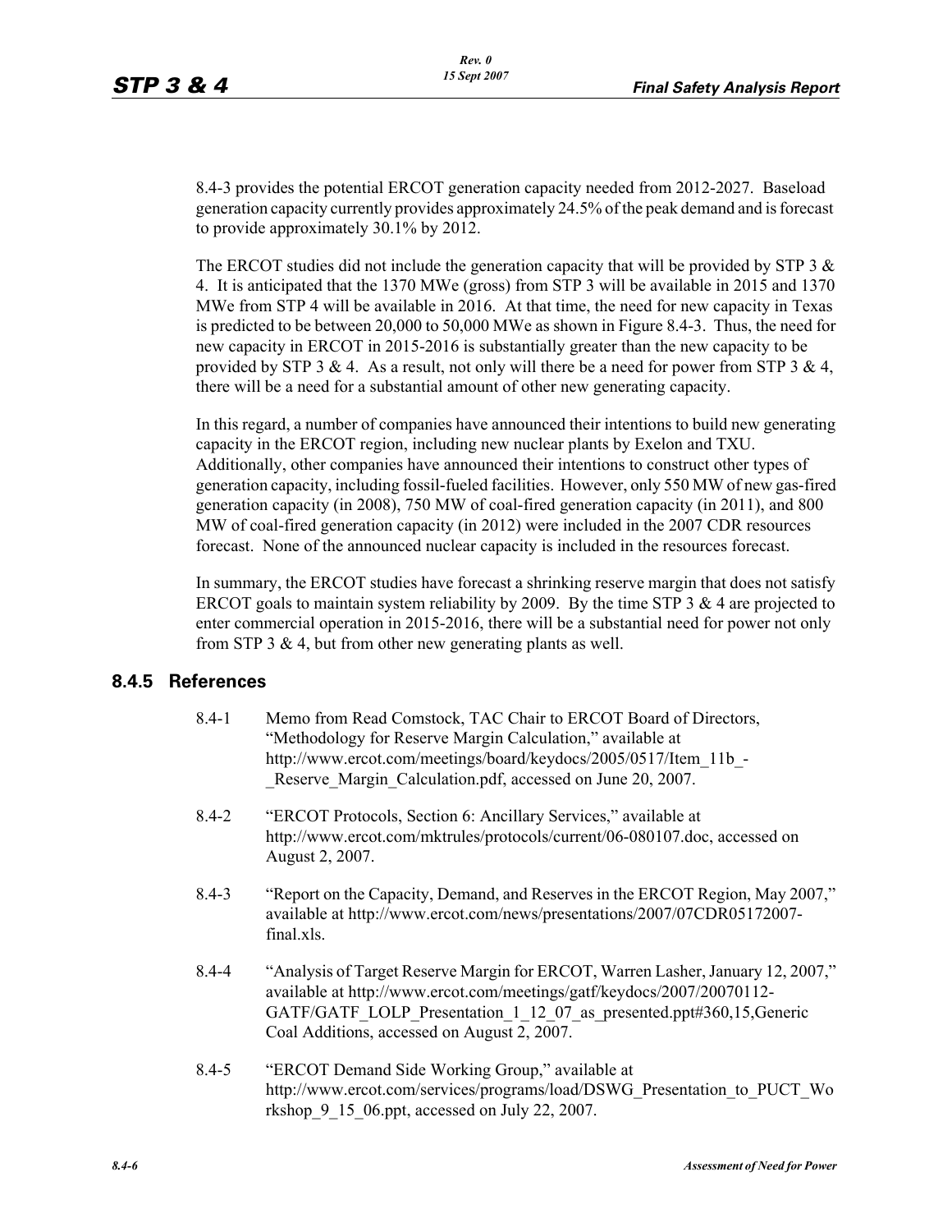8.4-3 provides the potential ERCOT generation capacity needed from 2012-2027. Baseload generation capacity currently provides approximately 24.5% of the peak demand and is forecast to provide approximately 30.1% by 2012.

The ERCOT studies did not include the generation capacity that will be provided by STP 3 & 4. It is anticipated that the 1370 MWe (gross) from STP 3 will be available in 2015 and 1370 MWe from STP 4 will be available in 2016. At that time, the need for new capacity in Texas is predicted to be between 20,000 to 50,000 MWe as shown in Figure 8.4-3. Thus, the need for new capacity in ERCOT in 2015-2016 is substantially greater than the new capacity to be provided by STP 3 & 4. As a result, not only will there be a need for power from STP 3 & 4, there will be a need for a substantial amount of other new generating capacity.

In this regard, a number of companies have announced their intentions to build new generating capacity in the ERCOT region, including new nuclear plants by Exelon and TXU. Additionally, other companies have announced their intentions to construct other types of generation capacity, including fossil-fueled facilities. However, only 550 MW of new gas-fired generation capacity (in 2008), 750 MW of coal-fired generation capacity (in 2011), and 800 MW of coal-fired generation capacity (in 2012) were included in the 2007 CDR resources forecast. None of the announced nuclear capacity is included in the resources forecast.

In summary, the ERCOT studies have forecast a shrinking reserve margin that does not satisfy ERCOT goals to maintain system reliability by 2009. By the time STP 3 & 4 are projected to enter commercial operation in 2015-2016, there will be a substantial need for power not only from STP 3 & 4, but from other new generating plants as well.

## 8.4.5 References

8.4-1 Memo from Read Comstock, TAC Chair to ERCOT Board of Directors, "Methodology for Reserve Margin Calculation," available at http://www.ercot.com/meetings/board/keydocs/2005/0517/Item_11b_-_Reserve_Margin_Calculation.pdf, accessed on June 20, 2007.

8.4-2 "ERCOT Protocols, Section 6: Ancillary Services," available at http://www.ercot.com/mktrules/protocols/current/06-080107.doc, accessed on August 2, 2007.

8.4-3 "Report on the Capacity, Demand, and Reserves in the ERCOT Region, May 2007," available at http://www.ercot.com/news/presentations/2007/07CDR05172007-final.xls.

8.4-4 "Analysis of Target Reserve Margin for ERCOT, Warren Lasher, January 12, 2007," available at http://www.ercot.com/meetings/gatf/keydocs/2007/20070112-GATF/GATF_LOLP_Presentation_1_12_07_as_presented.ppt#360,15,Generic Coal Additions, accessed on August 2, 2007.

8.4-5 "ERCOT Demand Side Working Group," available at http://www.ercot.com/services/programs/load/DSWG_Presentation_to_PUCT_Workshop_9_15_06.ppt, accessed on July 22, 2007.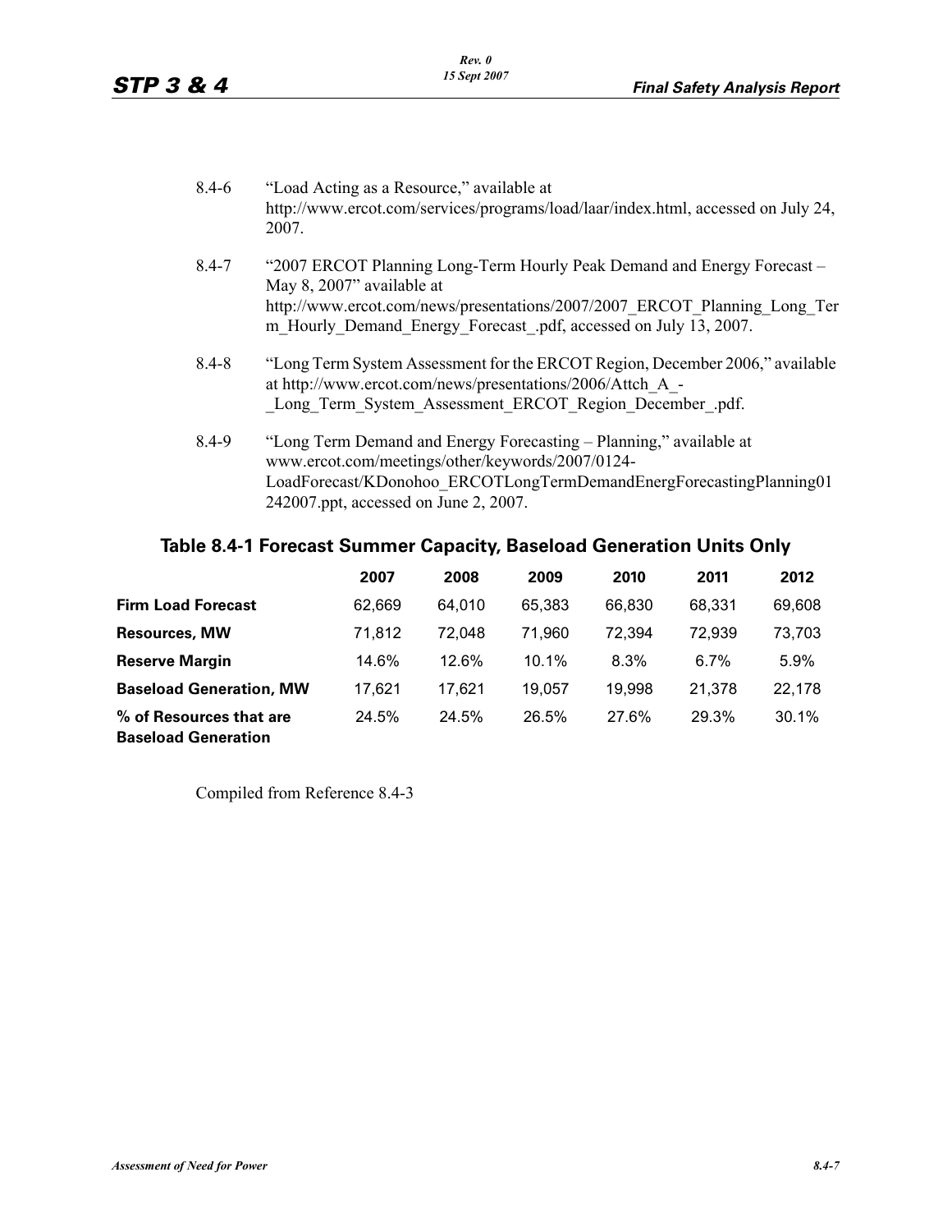8.4-6 "Load Acting as a Resource," available at http://www.ercot.com/services/programs/load/laar/index.html, accessed on July 24, 2007.

8.4-7 "2007 ERCOT Planning Long-Term Hourly Peak Demand and Energy Forecast – May 8, 2007" available at http://www.ercot.com/news/presentations/2007/2007_ERCOT_Planning_Long_Term_Hourly_Demand_Energy_Forecast_.pdf, accessed on July 13, 2007.

8.4-8 "Long Term System Assessment for the ERCOT Region, December 2006," available at http://www.ercot.com/news/presentations/2006/Attch_A_-_Long_Term_System_Assessment_ERCOT_Region_December_.pdf.

8.4-9 "Long Term Demand and Energy Forecasting – Planning," available at www.ercot.com/meetings/other/keywords/2007/0124-LoadForecast/KDonohoo_ERCOTLongTermDemandEnergForecastingPlanning01242007.ppt, accessed on June 2, 2007.

## Table 8.4-1 Forecast Summer Capacity, Baseload Generation Units Only

| | 2007 | 2008 | 2009 | 2010 | 2011 | 2012 |
|---|---|---|---|---|---|---|
| **Firm Load Forecast** | 62,669 | 64,010 | 65,383 | 66,830 | 68,331 | 69,608 |
| **Resources, MW** | 71,812 | 72,048 | 71,960 | 72,394 | 72,939 | 73,703 |
| **Reserve Margin** | 14.6% | 12.6% | 10.1% | 8.3% | 6.7% | 5.9% |
| **Baseload Generation, MW** | 17,621 | 17,621 | 19,057 | 19,998 | 21,378 | 22,178 |
| **% of Resources that are Baseload Generation** | 24.5% | 24.5% | 26.5% | 27.6% | 29.3% | 30.1% |

Compiled from Reference 8.4-3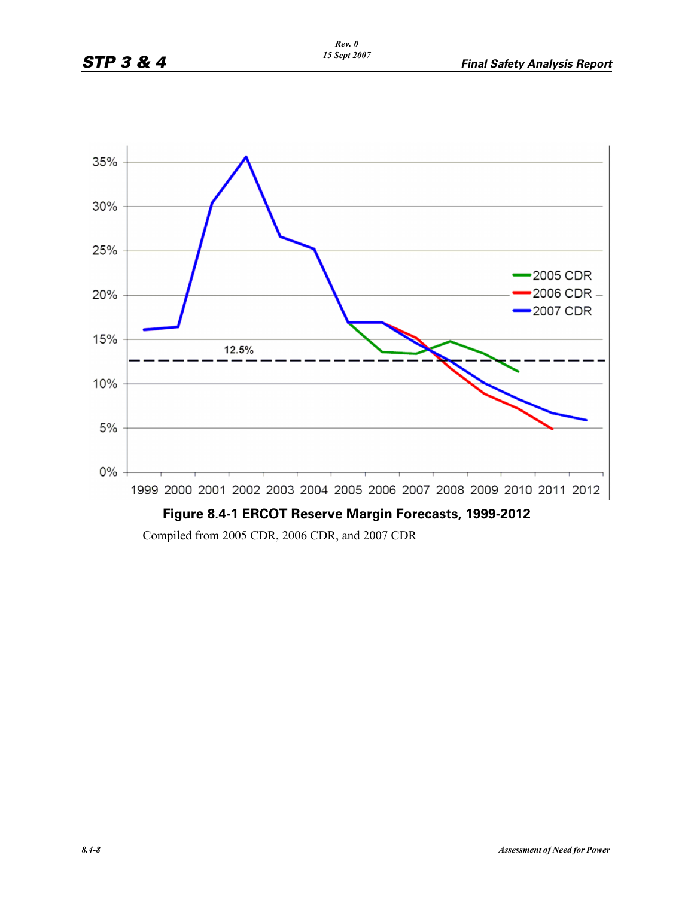**Figure 8.4-1 ERCOT Reserve Margin Forecasts, 1999-2012**

Compiled from 2005 CDR, 2006 CDR, and 2007 CDR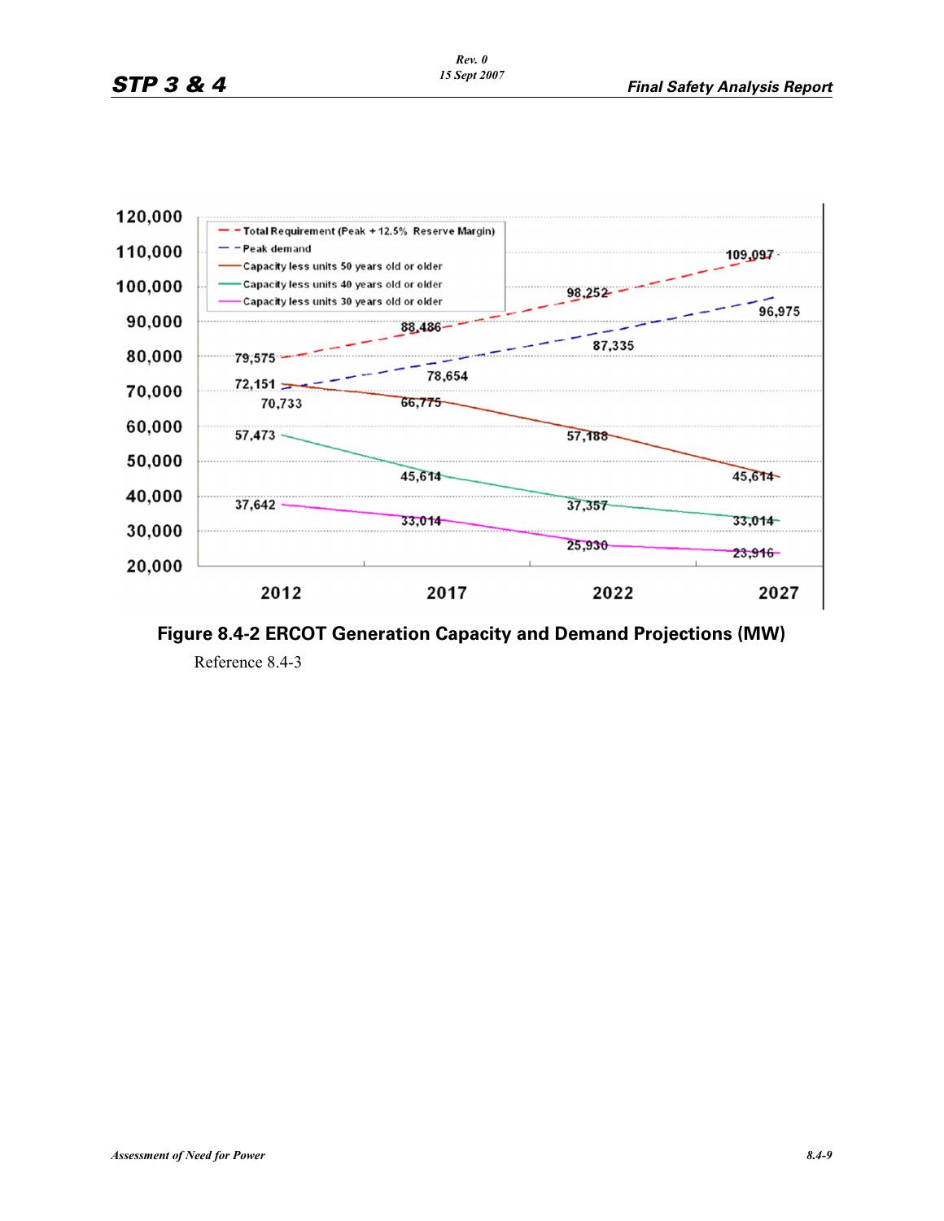**Figure 8.4-2 ERCOT Generation Capacity and Demand Projections (MW)**

Reference 8.4-3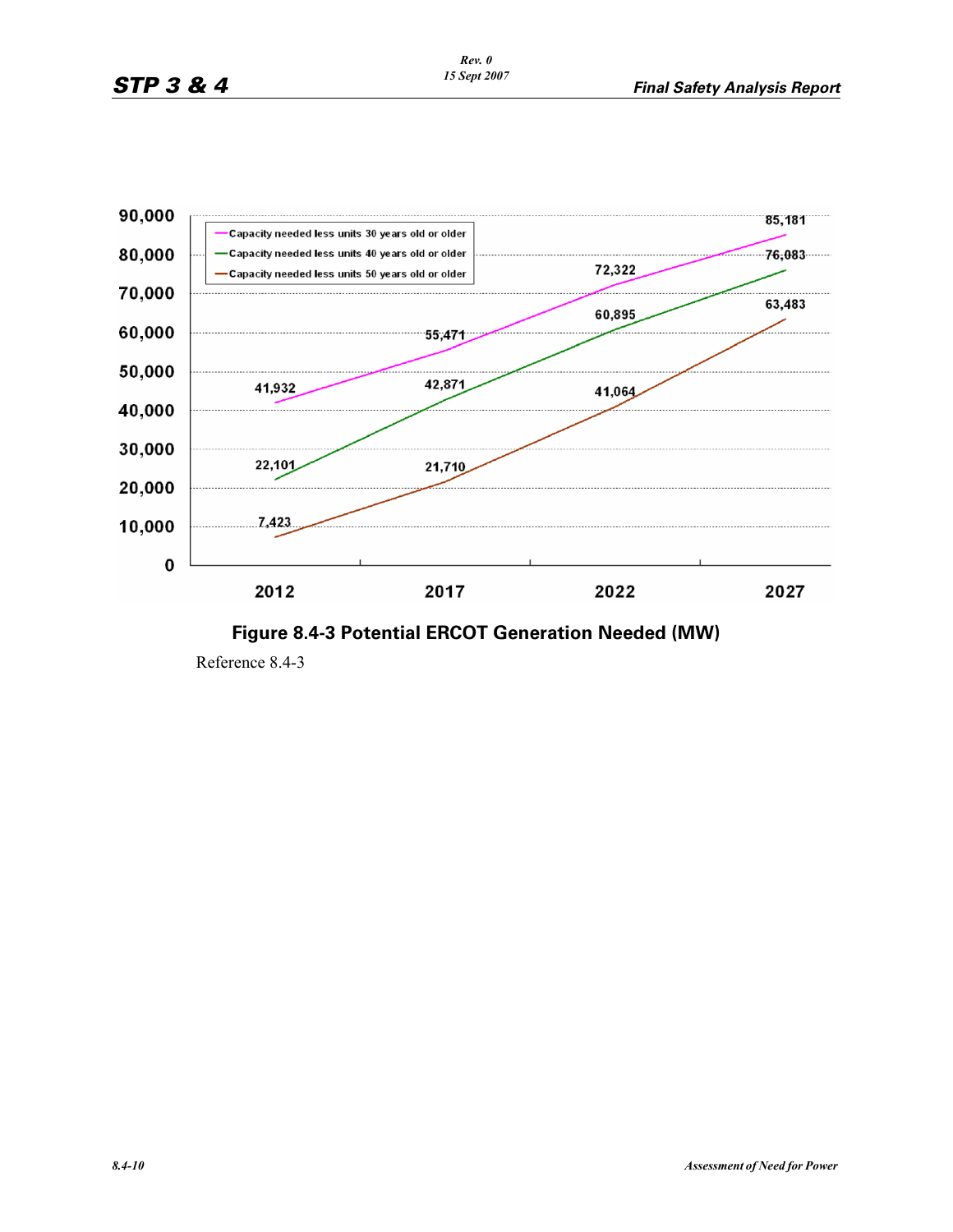90,000
80,000
70,000
60,000
50,000
40,000
30,000
20,000
10,000
0

Capacity needed less units 30 years old or older
Capacity needed less units 40 years old or older
Capacity needed less units 50 years old or older

41,932
55,471
72,322
85,181
22,101
42,871
60,895
76,083
7,423
21,710
41,064
63,483

2012
2017
2022
2027

**Figure 8.4-3 Potential ERCOT Generation Needed (MW)**

Reference 8.4-3